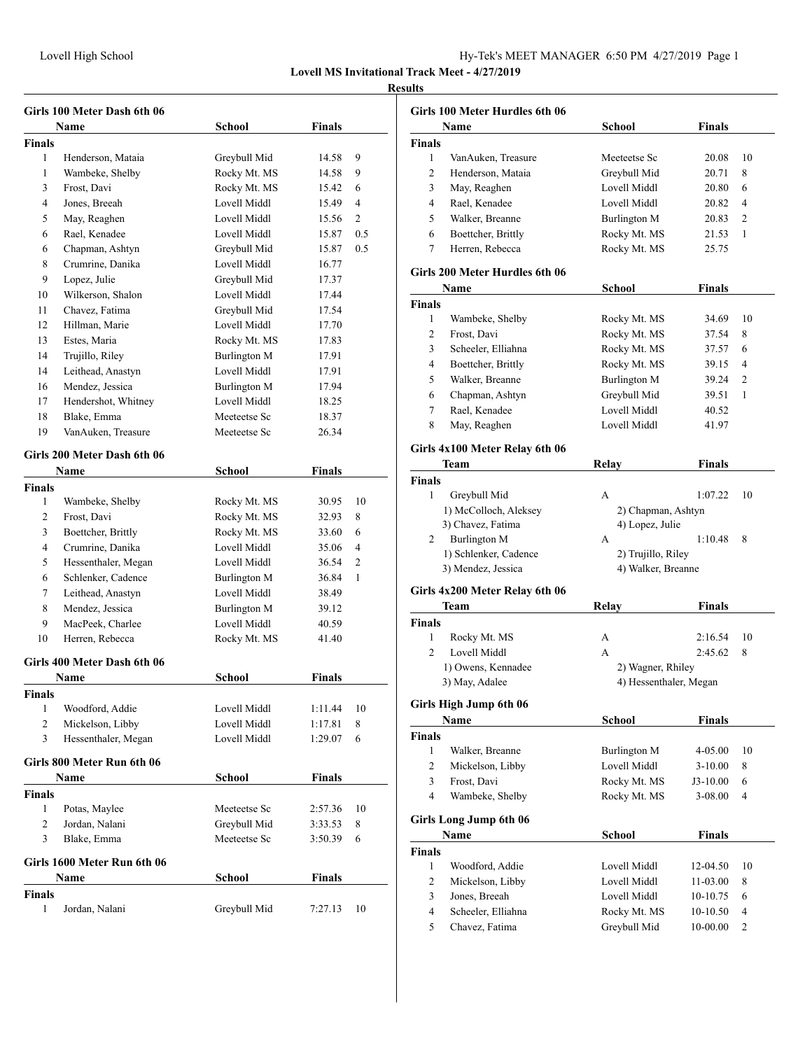**Lovell MS Invitational Track Meet - 4/27/2019**

**Results**

### Girls 100 Meter Dash 6th 06

| | Name | School | Finals | |
|---|---|---|---|---|
| **Finals** | | | | |
| 1 | Henderson, Mataia | Greybull Mid | 14.58 | 9 |
| 1 | Wambeke, Shelby | Rocky Mt. MS | 14.58 | 9 |
| 3 | Frost, Davi | Rocky Mt. MS | 15.42 | 6 |
| 4 | Jones, Breeah | Lovell Middl | 15.49 | 4 |
| 5 | May, Reaghen | Lovell Middl | 15.56 | 2 |
| 6 | Rael, Kenadee | Lovell Middl | 15.87 | 0.5 |
| 6 | Chapman, Ashtyn | Greybull Mid | 15.87 | 0.5 |
| 8 | Crumrine, Danika | Lovell Middl | 16.77 | |
| 9 | Lopez, Julie | Greybull Mid | 17.37 | |
| 10 | Wilkerson, Shalon | Lovell Middl | 17.44 | |
| 11 | Chavez, Fatima | Greybull Mid | 17.54 | |
| 12 | Hillman, Marie | Lovell Middl | 17.70 | |
| 13 | Estes, Maria | Rocky Mt. MS | 17.83 | |
| 14 | Trujillo, Riley | Burlington M | 17.91 | |
| 14 | Leithead, Anastyn | Lovell Middl | 17.91 | |
| 16 | Mendez, Jessica | Burlington M | 17.94 | |
| 17 | Hendershot, Whitney | Lovell Middl | 18.25 | |
| 18 | Blake, Emma | Meeteetse Sc | 18.37 | |
| 19 | VanAuken, Treasure | Meeteetse Sc | 26.34 | |

### Girls 200 Meter Dash 6th 06

| | Name | School | Finals | |
|---|---|---|---|---|
| **Finals** | | | | |
| 1 | Wambeke, Shelby | Rocky Mt. MS | 30.95 | 10 |
| 2 | Frost, Davi | Rocky Mt. MS | 32.93 | 8 |
| 3 | Boettcher, Brittly | Rocky Mt. MS | 33.60 | 6 |
| 4 | Crumrine, Danika | Lovell Middl | 35.06 | 4 |
| 5 | Hessenthaler, Megan | Lovell Middl | 36.54 | 2 |
| 6 | Schlenker, Cadence | Burlington M | 36.84 | 1 |
| 7 | Leithead, Anastyn | Lovell Middl | 38.49 | |
| 8 | Mendez, Jessica | Burlington M | 39.12 | |
| 9 | MacPeek, Charlee | Lovell Middl | 40.59 | |
| 10 | Herren, Rebecca | Rocky Mt. MS | 41.40 | |

### Girls 400 Meter Dash 6th 06

| | Name | School | Finals | |
|---|---|---|---|---|
| **Finals** | | | | |
| 1 | Woodford, Addie | Lovell Middl | 1:11.44 | 10 |
| 2 | Mickelson, Libby | Lovell Middl | 1:17.81 | 8 |
| 3 | Hessenthaler, Megan | Lovell Middl | 1:29.07 | 6 |

### Girls 800 Meter Run 6th 06

| | Name | School | Finals | |
|---|---|---|---|---|
| **Finals** | | | | |
| 1 | Potas, Maylee | Meeteetse Sc | 2:57.36 | 10 |
| 2 | Jordan, Nalani | Greybull Mid | 3:33.53 | 8 |
| 3 | Blake, Emma | Meeteetse Sc | 3:50.39 | 6 |

### Girls 1600 Meter Run 6th 06

| | Name | School | Finals | |
|---|---|---|---|---|
| **Finals** | | | | |
| 1 | Jordan, Nalani | Greybull Mid | 7:27.13 | 10 |

### Girls 100 Meter Hurdles 6th 06

| | Name | School | Finals | |
|---|---|---|---|---|
| **Finals** | | | | |
| 1 | VanAuken, Treasure | Meeteetse Sc | 20.08 | 10 |
| 2 | Henderson, Mataia | Greybull Mid | 20.71 | 8 |
| 3 | May, Reaghen | Lovell Middl | 20.80 | 6 |
| 4 | Rael, Kenadee | Lovell Middl | 20.82 | 4 |
| 5 | Walker, Breanne | Burlington M | 20.83 | 2 |
| 6 | Boettcher, Brittly | Rocky Mt. MS | 21.53 | 1 |
| 7 | Herren, Rebecca | Rocky Mt. MS | 25.75 | |

### Girls 200 Meter Hurdles 6th 06

| | Name | School | Finals | |
|---|---|---|---|---|
| **Finals** | | | | |
| 1 | Wambeke, Shelby | Rocky Mt. MS | 34.69 | 10 |
| 2 | Frost, Davi | Rocky Mt. MS | 37.54 | 8 |
| 3 | Scheeler, Elliahna | Rocky Mt. MS | 37.57 | 6 |
| 4 | Boettcher, Brittly | Rocky Mt. MS | 39.15 | 4 |
| 5 | Walker, Breanne | Burlington M | 39.24 | 2 |
| 6 | Chapman, Ashtyn | Greybull Mid | 39.51 | 1 |
| 7 | Rael, Kenadee | Lovell Middl | 40.52 | |
| 8 | May, Reaghen | Lovell Middl | 41.97 | |

### Girls 4x100 Meter Relay 6th 06

| | Team | Relay | Finals | |
|---|---|---|---|---|
| **Finals** | | | | |
| 1 | Greybull Mid | A | 1:07.22 | 10 |
| | 1) McColloch, Aleksey | 2) Chapman, Ashtyn | | |
| | 3) Chavez, Fatima | 4) Lopez, Julie | | |
| 2 | Burlington M | A | 1:10.48 | 8 |
| | 1) Schlenker, Cadence | 2) Trujillo, Riley | | |
| | 3) Mendez, Jessica | 4) Walker, Breanne | | |

### Girls 4x200 Meter Relay 6th 06

| | Team | Relay | Finals | |
|---|---|---|---|---|
| **Finals** | | | | |
| 1 | Rocky Mt. MS | A | 2:16.54 | 10 |
| 2 | Lovell Middl | A | 2:45.62 | 8 |
| | 1) Owens, Kennadee | 2) Wagner, Rhiley | | |
| | 3) May, Adalee | 4) Hessenthaler, Megan | | |

### Girls High Jump 6th 06

| | Name | School | Finals | |
|---|---|---|---|---|
| **Finals** | | | | |
| 1 | Walker, Breanne | Burlington M | 4-05.00 | 10 |
| 2 | Mickelson, Libby | Lovell Middl | 3-10.00 | 8 |
| 3 | Frost, Davi | Rocky Mt. MS | J3-10.00 | 6 |
| 4 | Wambeke, Shelby | Rocky Mt. MS | 3-08.00 | 4 |

### Girls Long Jump 6th 06

| | Name | School | Finals | |
|---|---|---|---|---|
| **Finals** | | | | |
| 1 | Woodford, Addie | Lovell Middl | 12-04.50 | 10 |
| 2 | Mickelson, Libby | Lovell Middl | 11-03.00 | 8 |
| 3 | Jones, Breeah | Lovell Middl | 10-10.75 | 6 |
| 4 | Scheeler, Elliahna | Rocky Mt. MS | 10-10.50 | 4 |
| 5 | Chavez, Fatima | Greybull Mid | 10-00.00 | 2 |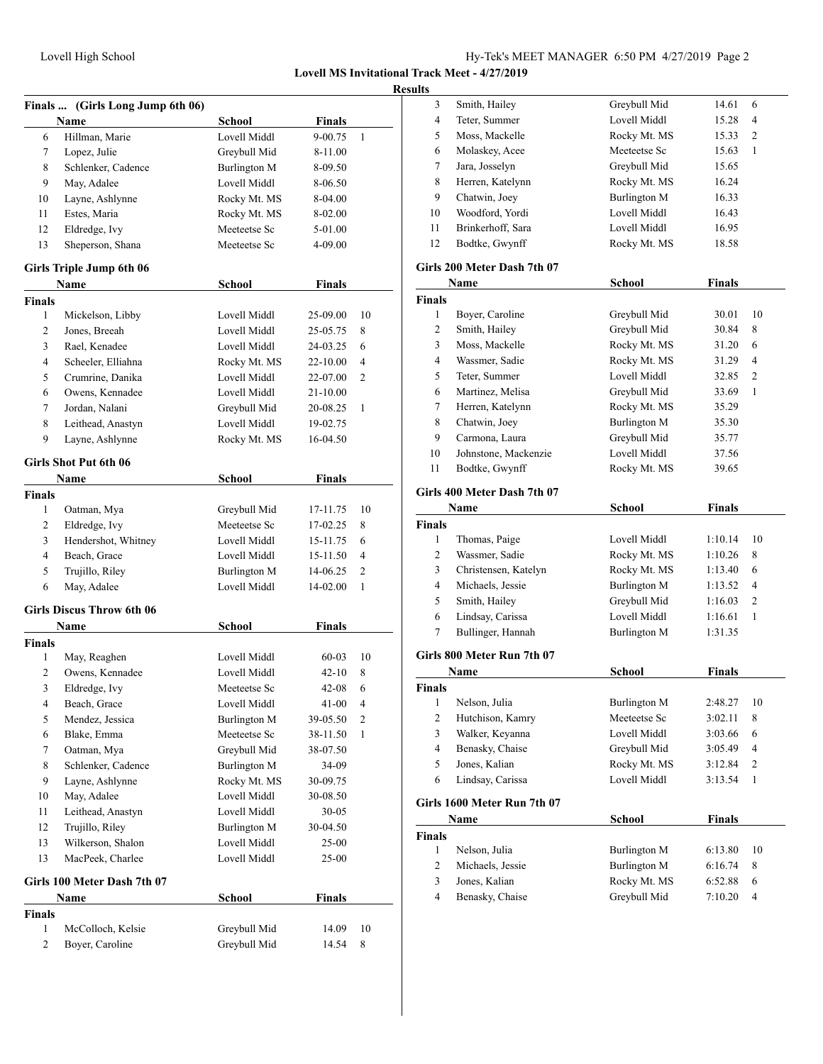**Lovell MS Invitational Track Meet - 4/27/2019**

**Results**

### Finals ... (Girls Long Jump 6th 06)

| | Name | School | Finals | |
|---|---|---|---|---|
| 6 | Hillman, Marie | Lovell Middl | 9-00.75 | 1 |
| 7 | Lopez, Julie | Greybull Mid | 8-11.00 | |
| 8 | Schlenker, Cadence | Burlington M | 8-09.50 | |
| 9 | May, Adalee | Lovell Middl | 8-06.50 | |
| 10 | Layne, Ashlynne | Rocky Mt. MS | 8-04.00 | |
| 11 | Estes, Maria | Rocky Mt. MS | 8-02.00 | |
| 12 | Eldredge, Ivy | Meeteetse Sc | 5-01.00 | |
| 13 | Sheperson, Shana | Meeteetse Sc | 4-09.00 | |

### Girls Triple Jump 6th 06

| | Name | School | Finals | |
|---|---|---|---|---|
| **Finals** | | | | |
| 1 | Mickelson, Libby | Lovell Middl | 25-09.00 | 10 |
| 2 | Jones, Breeah | Lovell Middl | 25-05.75 | 8 |
| 3 | Rael, Kenadee | Lovell Middl | 24-03.25 | 6 |
| 4 | Scheeler, Elliahna | Rocky Mt. MS | 22-10.00 | 4 |
| 5 | Crumrine, Danika | Lovell Middl | 22-07.00 | 2 |
| 6 | Owens, Kennadee | Lovell Middl | 21-10.00 | |
| 7 | Jordan, Nalani | Greybull Mid | 20-08.25 | 1 |
| 8 | Leithead, Anastyn | Lovell Middl | 19-02.75 | |
| 9 | Layne, Ashlynne | Rocky Mt. MS | 16-04.50 | |

### Girls Shot Put 6th 06

| | Name | School | Finals | |
|---|---|---|---|---|
| **Finals** | | | | |
| 1 | Oatman, Mya | Greybull Mid | 17-11.75 | 10 |
| 2 | Eldredge, Ivy | Meeteetse Sc | 17-02.25 | 8 |
| 3 | Hendershot, Whitney | Lovell Middl | 15-11.75 | 6 |
| 4 | Beach, Grace | Lovell Middl | 15-11.50 | 4 |
| 5 | Trujillo, Riley | Burlington M | 14-06.25 | 2 |
| 6 | May, Adalee | Lovell Middl | 14-02.00 | 1 |

### Girls Discus Throw 6th 06

| | Name | School | Finals | |
|---|---|---|---|---|
| **Finals** | | | | |
| 1 | May, Reaghen | Lovell Middl | 60-03 | 10 |
| 2 | Owens, Kennadee | Lovell Middl | 42-10 | 8 |
| 3 | Eldredge, Ivy | Meeteetse Sc | 42-08 | 6 |
| 4 | Beach, Grace | Lovell Middl | 41-00 | 4 |
| 5 | Mendez, Jessica | Burlington M | 39-05.50 | 2 |
| 6 | Blake, Emma | Meeteetse Sc | 38-11.50 | 1 |
| 7 | Oatman, Mya | Greybull Mid | 38-07.50 | |
| 8 | Schlenker, Cadence | Burlington M | 34-09 | |
| 9 | Layne, Ashlynne | Rocky Mt. MS | 30-09.75 | |
| 10 | May, Adalee | Lovell Middl | 30-08.50 | |
| 11 | Leithead, Anastyn | Lovell Middl | 30-05 | |
| 12 | Trujillo, Riley | Burlington M | 30-04.50 | |
| 13 | Wilkerson, Shalon | Lovell Middl | 25-00 | |
| 13 | MacPeek, Charlee | Lovell Middl | 25-00 | |

### Girls 100 Meter Dash 7th 07

| | Name | School | Finals | |
|---|---|---|---|---|
| **Finals** | | | | |
| 1 | McColloch, Kelsie | Greybull Mid | 14.09 | 10 |
| 2 | Boyer, Caroline | Greybull Mid | 14.54 | 8 |
| 3 | Smith, Hailey | Greybull Mid | 14.61 | 6 |
| 4 | Teter, Summer | Lovell Middl | 15.28 | 4 |
| 5 | Moss, Mackelle | Rocky Mt. MS | 15.33 | 2 |
| 6 | Molaskey, Acee | Meeteetse Sc | 15.63 | 1 |
| 7 | Jara, Josselyn | Greybull Mid | 15.65 | |
| 8 | Herren, Katelynn | Rocky Mt. MS | 16.24 | |
| 9 | Chatwin, Joey | Burlington M | 16.33 | |
| 10 | Woodford, Yordi | Lovell Middl | 16.43 | |
| 11 | Brinkerhoff, Sara | Lovell Middl | 16.95 | |
| 12 | Bodtke, Gwynff | Rocky Mt. MS | 18.58 | |

### Girls 200 Meter Dash 7th 07

| | Name | School | Finals | |
|---|---|---|---|---|
| **Finals** | | | | |
| 1 | Boyer, Caroline | Greybull Mid | 30.01 | 10 |
| 2 | Smith, Hailey | Greybull Mid | 30.84 | 8 |
| 3 | Moss, Mackelle | Rocky Mt. MS | 31.20 | 6 |
| 4 | Wassmer, Sadie | Rocky Mt. MS | 31.29 | 4 |
| 5 | Teter, Summer | Lovell Middl | 32.85 | 2 |
| 6 | Martinez, Melisa | Greybull Mid | 33.69 | 1 |
| 7 | Herren, Katelynn | Rocky Mt. MS | 35.29 | |
| 8 | Chatwin, Joey | Burlington M | 35.30 | |
| 9 | Carmona, Laura | Greybull Mid | 35.77 | |
| 10 | Johnstone, Mackenzie | Lovell Middl | 37.56 | |
| 11 | Bodtke, Gwynff | Rocky Mt. MS | 39.65 | |

### Girls 400 Meter Dash 7th 07

| | Name | School | Finals | |
|---|---|---|---|---|
| **Finals** | | | | |
| 1 | Thomas, Paige | Lovell Middl | 1:10.14 | 10 |
| 2 | Wassmer, Sadie | Rocky Mt. MS | 1:10.26 | 8 |
| 3 | Christensen, Katelyn | Rocky Mt. MS | 1:13.40 | 6 |
| 4 | Michaels, Jessie | Burlington M | 1:13.52 | 4 |
| 5 | Smith, Hailey | Greybull Mid | 1:16.03 | 2 |
| 6 | Lindsay, Carissa | Lovell Middl | 1:16.61 | 1 |
| 7 | Bullinger, Hannah | Burlington M | 1:31.35 | |

### Girls 800 Meter Run 7th 07

| | Name | School | Finals | |
|---|---|---|---|---|
| **Finals** | | | | |
| 1 | Nelson, Julia | Burlington M | 2:48.27 | 10 |
| 2 | Hutchison, Kamry | Meeteetse Sc | 3:02.11 | 8 |
| 3 | Walker, Keyanna | Lovell Middl | 3:03.66 | 6 |
| 4 | Benasky, Chaise | Greybull Mid | 3:05.49 | 4 |
| 5 | Jones, Kalian | Rocky Mt. MS | 3:12.84 | 2 |
| 6 | Lindsay, Carissa | Lovell Middl | 3:13.54 | 1 |

### Girls 1600 Meter Run 7th 07

| | Name | School | Finals | |
|---|---|---|---|---|
| **Finals** | | | | |
| 1 | Nelson, Julia | Burlington M | 6:13.80 | 10 |
| 2 | Michaels, Jessie | Burlington M | 6:16.74 | 8 |
| 3 | Jones, Kalian | Rocky Mt. MS | 6:52.88 | 6 |
| 4 | Benasky, Chaise | Greybull Mid | 7:10.20 | 4 |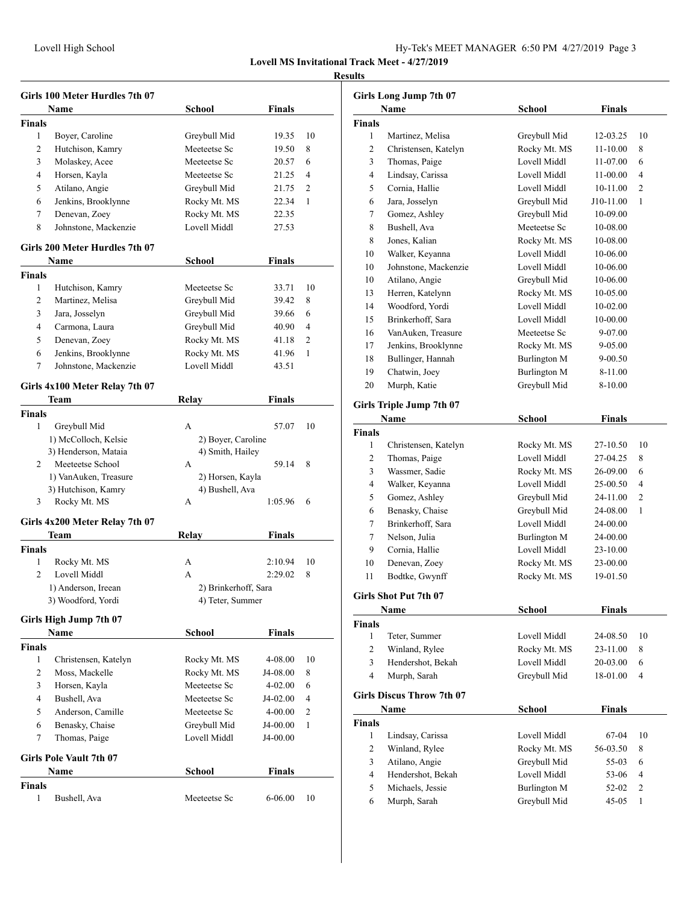**Lovell MS Invitational Track Meet - 4/27/2019**

**Results**

### Girls 100 Meter Hurdles 7th 07

| | Name | School | Finals | |
|---|---|---|---|---|
| **Finals** | | | | |
| 1 | Boyer, Caroline | Greybull Mid | 19.35 | 10 |
| 2 | Hutchison, Kamry | Meeteetse Sc | 19.50 | 8 |
| 3 | Molaskey, Acee | Meeteetse Sc | 20.57 | 6 |
| 4 | Horsen, Kayla | Meeteetse Sc | 21.25 | 4 |
| 5 | Atilano, Angie | Greybull Mid | 21.75 | 2 |
| 6 | Jenkins, Brooklynne | Rocky Mt. MS | 22.34 | 1 |
| 7 | Denevan, Zoey | Rocky Mt. MS | 22.35 | |
| 8 | Johnstone, Mackenzie | Lovell Middl | 27.53 | |

### Girls 200 Meter Hurdles 7th 07

| | Name | School | Finals | |
|---|---|---|---|---|
| **Finals** | | | | |
| 1 | Hutchison, Kamry | Meeteetse Sc | 33.71 | 10 |
| 2 | Martinez, Melisa | Greybull Mid | 39.42 | 8 |
| 3 | Jara, Josselyn | Greybull Mid | 39.66 | 6 |
| 4 | Carmona, Laura | Greybull Mid | 40.90 | 4 |
| 5 | Denevan, Zoey | Rocky Mt. MS | 41.18 | 2 |
| 6 | Jenkins, Brooklynne | Rocky Mt. MS | 41.96 | 1 |
| 7 | Johnstone, Mackenzie | Lovell Middl | 43.51 | |

### Girls 4x100 Meter Relay 7th 07

| | Team | Relay | Finals | |
|---|---|---|---|---|
| **Finals** | | | | |
| 1 | Greybull Mid | A | 57.07 | 10 |
| | 1) McColloch, Kelsie | 2) Boyer, Caroline | | |
| | 3) Henderson, Mataia | 4) Smith, Hailey | | |
| 2 | Meeteetse School | A | 59.14 | 8 |
| | 1) VanAuken, Treasure | 2) Horsen, Kayla | | |
| | 3) Hutchison, Kamry | 4) Bushell, Ava | | |
| 3 | Rocky Mt. MS | A | 1:05.96 | 6 |

### Girls 4x200 Meter Relay 7th 07

| | Team | Relay | Finals | |
|---|---|---|---|---|
| **Finals** | | | | |
| 1 | Rocky Mt. MS | A | 2:10.94 | 10 |
| 2 | Lovell Middl | A | 2:29.02 | 8 |
| | 1) Anderson, Ireean | 2) Brinkerhoff, Sara | | |
| | 3) Woodford, Yordi | 4) Teter, Summer | | |

### Girls High Jump 7th 07

| | Name | School | Finals | |
|---|---|---|---|---|
| **Finals** | | | | |
| 1 | Christensen, Katelyn | Rocky Mt. MS | 4-08.00 | 10 |
| 2 | Moss, Mackelle | Rocky Mt. MS | J4-08.00 | 8 |
| 3 | Horsen, Kayla | Meeteetse Sc | 4-02.00 | 6 |
| 4 | Bushell, Ava | Meeteetse Sc | J4-02.00 | 4 |
| 5 | Anderson, Camille | Meeteetse Sc | 4-00.00 | 2 |
| 6 | Benasky, Chaise | Greybull Mid | J4-00.00 | 1 |
| 7 | Thomas, Paige | Lovell Middl | J4-00.00 | |

### Girls Pole Vault 7th 07

| | Name | School | Finals | |
|---|---|---|---|---|
| **Finals** | | | | |
| 1 | Bushell, Ava | Meeteetse Sc | 6-06.00 | 10 |

### Girls Long Jump 7th 07

| | Name | School | Finals | |
|---|---|---|---|---|
| **Finals** | | | | |
| 1 | Martinez, Melisa | Greybull Mid | 12-03.25 | 10 |
| 2 | Christensen, Katelyn | Rocky Mt. MS | 11-10.00 | 8 |
| 3 | Thomas, Paige | Lovell Middl | 11-07.00 | 6 |
| 4 | Lindsay, Carissa | Lovell Middl | 11-00.00 | 4 |
| 5 | Cornia, Hallie | Lovell Middl | 10-11.00 | 2 |
| 6 | Jara, Josselyn | Greybull Mid | J10-11.00 | 1 |
| 7 | Gomez, Ashley | Greybull Mid | 10-09.00 | |
| 8 | Bushell, Ava | Meeteetse Sc | 10-08.00 | |
| 8 | Jones, Kalian | Rocky Mt. MS | 10-08.00 | |
| 10 | Walker, Keyanna | Lovell Middl | 10-06.00 | |
| 10 | Johnstone, Mackenzie | Lovell Middl | 10-06.00 | |
| 10 | Atilano, Angie | Greybull Mid | 10-06.00 | |
| 13 | Herren, Katelynn | Rocky Mt. MS | 10-05.00 | |
| 14 | Woodford, Yordi | Lovell Middl | 10-02.00 | |
| 15 | Brinkerhoff, Sara | Lovell Middl | 10-00.00 | |
| 16 | VanAuken, Treasure | Meeteetse Sc | 9-07.00 | |
| 17 | Jenkins, Brooklynne | Rocky Mt. MS | 9-05.00 | |
| 18 | Bullinger, Hannah | Burlington M | 9-00.50 | |
| 19 | Chatwin, Joey | Burlington M | 8-11.00 | |
| 20 | Murph, Katie | Greybull Mid | 8-10.00 | |

### Girls Triple Jump 7th 07

| | Name | School | Finals | |
|---|---|---|---|---|
| **Finals** | | | | |
| 1 | Christensen, Katelyn | Rocky Mt. MS | 27-10.50 | 10 |
| 2 | Thomas, Paige | Lovell Middl | 27-04.25 | 8 |
| 3 | Wassmer, Sadie | Rocky Mt. MS | 26-09.00 | 6 |
| 4 | Walker, Keyanna | Lovell Middl | 25-00.50 | 4 |
| 5 | Gomez, Ashley | Greybull Mid | 24-11.00 | 2 |
| 6 | Benasky, Chaise | Greybull Mid | 24-08.00 | 1 |
| 7 | Brinkerhoff, Sara | Lovell Middl | 24-00.00 | |
| 7 | Nelson, Julia | Burlington M | 24-00.00 | |
| 9 | Cornia, Hallie | Lovell Middl | 23-10.00 | |
| 10 | Denevan, Zoey | Rocky Mt. MS | 23-00.00 | |
| 11 | Bodtke, Gwynff | Rocky Mt. MS | 19-01.50 | |

### Girls Shot Put 7th 07

| | Name | School | Finals | |
|---|---|---|---|---|
| **Finals** | | | | |
| 1 | Teter, Summer | Lovell Middl | 24-08.50 | 10 |
| 2 | Winland, Rylee | Rocky Mt. MS | 23-11.00 | 8 |
| 3 | Hendershot, Bekah | Lovell Middl | 20-03.00 | 6 |
| 4 | Murph, Sarah | Greybull Mid | 18-01.00 | 4 |

### Girls Discus Throw 7th 07

| | Name | School | Finals | |
|---|---|---|---|---|
| **Finals** | | | | |
| 1 | Lindsay, Carissa | Lovell Middl | 67-04 | 10 |
| 2 | Winland, Rylee | Rocky Mt. MS | 56-03.50 | 8 |
| 3 | Atilano, Angie | Greybull Mid | 55-03 | 6 |
| 4 | Hendershot, Bekah | Lovell Middl | 53-06 | 4 |
| 5 | Michaels, Jessie | Burlington M | 52-02 | 2 |
| 6 | Murph, Sarah | Greybull Mid | 45-05 | 1 |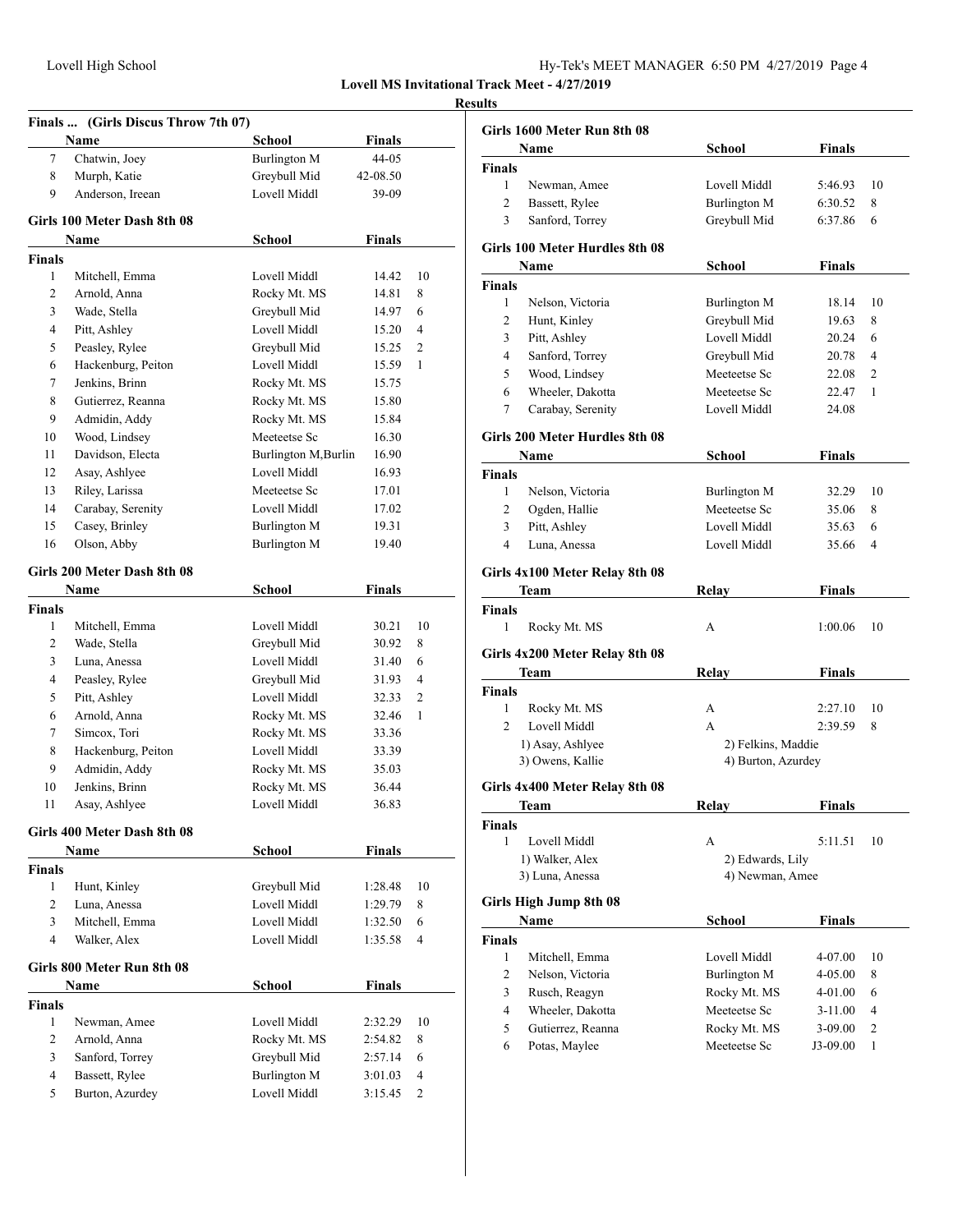### Finals ... (Girls Discus Throw 7th 07)

| | Name | School | Finals |
|---|---|---|---|
| 7 | Chatwin, Joey | Burlington M | 44-05 |
| 8 | Murph, Katie | Greybull Mid | 42-08.50 |
| 9 | Anderson, Ireean | Lovell Middl | 39-09 |

### Girls 100 Meter Dash 8th 08

| | Name | School | Finals | |
|---|---|---|---|---|
| **Finals** | | | | |
| 1 | Mitchell, Emma | Lovell Middl | 14.42 | 10 |
| 2 | Arnold, Anna | Rocky Mt. MS | 14.81 | 8 |
| 3 | Wade, Stella | Greybull Mid | 14.97 | 6 |
| 4 | Pitt, Ashley | Lovell Middl | 15.20 | 4 |
| 5 | Peasley, Rylee | Greybull Mid | 15.25 | 2 |
| 6 | Hackenburg, Peiton | Lovell Middl | 15.59 | 1 |
| 7 | Jenkins, Brinn | Rocky Mt. MS | 15.75 | |
| 8 | Gutierrez, Reanna | Rocky Mt. MS | 15.80 | |
| 9 | Admidin, Addy | Rocky Mt. MS | 15.84 | |
| 10 | Wood, Lindsey | Meeteetse Sc | 16.30 | |
| 11 | Davidson, Electa | Burlington M,Burlin | 16.90 | |
| 12 | Asay, Ashlyee | Lovell Middl | 16.93 | |
| 13 | Riley, Larissa | Meeteetse Sc | 17.01 | |
| 14 | Carabay, Serenity | Lovell Middl | 17.02 | |
| 15 | Casey, Brinley | Burlington M | 19.31 | |
| 16 | Olson, Abby | Burlington M | 19.40 | |

### Girls 200 Meter Dash 8th 08

| | Name | School | Finals | |
|---|---|---|---|---|
| **Finals** | | | | |
| 1 | Mitchell, Emma | Lovell Middl | 30.21 | 10 |
| 2 | Wade, Stella | Greybull Mid | 30.92 | 8 |
| 3 | Luna, Anessa | Lovell Middl | 31.40 | 6 |
| 4 | Peasley, Rylee | Greybull Mid | 31.93 | 4 |
| 5 | Pitt, Ashley | Lovell Middl | 32.33 | 2 |
| 6 | Arnold, Anna | Rocky Mt. MS | 32.46 | 1 |
| 7 | Simcox, Tori | Rocky Mt. MS | 33.36 | |
| 8 | Hackenburg, Peiton | Lovell Middl | 33.39 | |
| 9 | Admidin, Addy | Rocky Mt. MS | 35.03 | |
| 10 | Jenkins, Brinn | Rocky Mt. MS | 36.44 | |
| 11 | Asay, Ashlyee | Lovell Middl | 36.83 | |

### Girls 400 Meter Dash 8th 08

| | Name | School | Finals | |
|---|---|---|---|---|
| **Finals** | | | | |
| 1 | Hunt, Kinley | Greybull Mid | 1:28.48 | 10 |
| 2 | Luna, Anessa | Lovell Middl | 1:29.79 | 8 |
| 3 | Mitchell, Emma | Lovell Middl | 1:32.50 | 6 |
| 4 | Walker, Alex | Lovell Middl | 1:35.58 | 4 |

### Girls 800 Meter Run 8th 08

| | Name | School | Finals | |
|---|---|---|---|---|
| **Finals** | | | | |
| 1 | Newman, Amee | Lovell Middl | 2:32.29 | 10 |
| 2 | Arnold, Anna | Rocky Mt. MS | 2:54.82 | 8 |
| 3 | Sanford, Torrey | Greybull Mid | 2:57.14 | 6 |
| 4 | Bassett, Rylee | Burlington M | 3:01.03 | 4 |
| 5 | Burton, Azurdey | Lovell Middl | 3:15.45 | 2 |

### Girls 1600 Meter Run 8th 08

| | Name | School | Finals | |
|---|---|---|---|---|
| **Finals** | | | | |
| 1 | Newman, Amee | Lovell Middl | 5:46.93 | 10 |
| 2 | Bassett, Rylee | Burlington M | 6:30.52 | 8 |
| 3 | Sanford, Torrey | Greybull Mid | 6:37.86 | 6 |

### Girls 100 Meter Hurdles 8th 08

| | Name | School | Finals | |
|---|---|---|---|---|
| **Finals** | | | | |
| 1 | Nelson, Victoria | Burlington M | 18.14 | 10 |
| 2 | Hunt, Kinley | Greybull Mid | 19.63 | 8 |
| 3 | Pitt, Ashley | Lovell Middl | 20.24 | 6 |
| 4 | Sanford, Torrey | Greybull Mid | 20.78 | 4 |
| 5 | Wood, Lindsey | Meeteetse Sc | 22.08 | 2 |
| 6 | Wheeler, Dakotta | Meeteetse Sc | 22.47 | 1 |
| 7 | Carabay, Serenity | Lovell Middl | 24.08 | |

### Girls 200 Meter Hurdles 8th 08

| | Name | School | Finals | |
|---|---|---|---|---|
| **Finals** | | | | |
| 1 | Nelson, Victoria | Burlington M | 32.29 | 10 |
| 2 | Ogden, Hallie | Meeteetse Sc | 35.06 | 8 |
| 3 | Pitt, Ashley | Lovell Middl | 35.63 | 6 |
| 4 | Luna, Anessa | Lovell Middl | 35.66 | 4 |

### Girls 4x100 Meter Relay 8th 08

| | Team | Relay | Finals | |
|---|---|---|---|---|
| **Finals** | | | | |
| 1 | Rocky Mt. MS | A | 1:00.06 | 10 |

### Girls 4x200 Meter Relay 8th 08

| | Team | Relay | Finals | |
|---|---|---|---|---|
| **Finals** | | | | |
| 1 | Rocky Mt. MS | A | 2:27.10 | 10 |
| 2 | Lovell Middl | A | 2:39.59 | 8 |

1) Asay, Ashlyee 2) Felkins, Maddie
3) Owens, Kallie 4) Burton, Azurdey

### Girls 4x400 Meter Relay 8th 08

| | Team | Relay | Finals | |
|---|---|---|---|---|
| **Finals** | | | | |
| 1 | Lovell Middl | A | 5:11.51 | 10 |

1) Walker, Alex 2) Edwards, Lily
3) Luna, Anessa 4) Newman, Amee

### Girls High Jump 8th 08

| | Name | School | Finals | |
|---|---|---|---|---|
| **Finals** | | | | |
| 1 | Mitchell, Emma | Lovell Middl | 4-07.00 | 10 |
| 2 | Nelson, Victoria | Burlington M | 4-05.00 | 8 |
| 3 | Rusch, Reagyn | Rocky Mt. MS | 4-01.00 | 6 |
| 4 | Wheeler, Dakotta | Meeteetse Sc | 3-11.00 | 4 |
| 5 | Gutierrez, Reanna | Rocky Mt. MS | 3-09.00 | 2 |
| 6 | Potas, Maylee | Meeteetse Sc | J3-09.00 | 1 |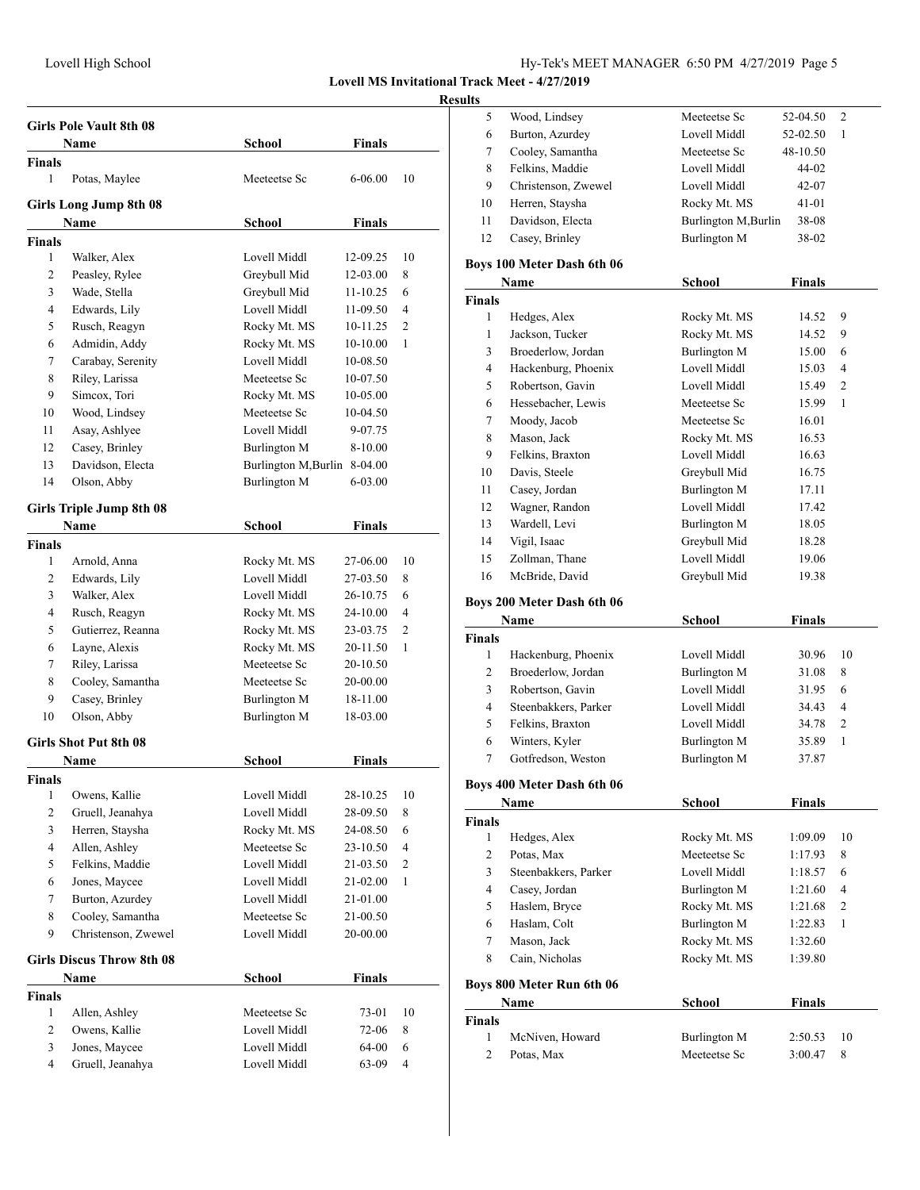## Results

### Girls Pole Vault 8th 08

| | Name | School | Finals | |
|---|---|---|---|---|
| **Finals** | | | | |
| 1 | Potas, Maylee | Meeteetse Sc | 6-06.00 | 10 |

### Girls Long Jump 8th 08

| | Name | School | Finals | |
|---|---|---|---|---|
| **Finals** | | | | |
| 1 | Walker, Alex | Lovell Middl | 12-09.25 | 10 |
| 2 | Peasley, Rylee | Greybull Mid | 12-03.00 | 8 |
| 3 | Wade, Stella | Greybull Mid | 11-10.25 | 6 |
| 4 | Edwards, Lily | Lovell Middl | 11-09.50 | 4 |
| 5 | Rusch, Reagyn | Rocky Mt. MS | 10-11.25 | 2 |
| 6 | Admidin, Addy | Rocky Mt. MS | 10-10.00 | 1 |
| 7 | Carabay, Serenity | Lovell Middl | 10-08.50 | |
| 8 | Riley, Larissa | Meeteetse Sc | 10-07.50 | |
| 9 | Simcox, Tori | Rocky Mt. MS | 10-05.00 | |
| 10 | Wood, Lindsey | Meeteetse Sc | 10-04.50 | |
| 11 | Asay, Ashlyee | Lovell Middl | 9-07.75 | |
| 12 | Casey, Brinley | Burlington M | 8-10.00 | |
| 13 | Davidson, Electa | Burlington M,Burlin | 8-04.00 | |
| 14 | Olson, Abby | Burlington M | 6-03.00 | |

### Girls Triple Jump 8th 08

| | Name | School | Finals | |
|---|---|---|---|---|
| **Finals** | | | | |
| 1 | Arnold, Anna | Rocky Mt. MS | 27-06.00 | 10 |
| 2 | Edwards, Lily | Lovell Middl | 27-03.50 | 8 |
| 3 | Walker, Alex | Lovell Middl | 26-10.75 | 6 |
| 4 | Rusch, Reagyn | Rocky Mt. MS | 24-10.00 | 4 |
| 5 | Gutierrez, Reanna | Rocky Mt. MS | 23-03.75 | 2 |
| 6 | Layne, Alexis | Rocky Mt. MS | 20-11.50 | 1 |
| 7 | Riley, Larissa | Meeteetse Sc | 20-10.50 | |
| 8 | Cooley, Samantha | Meeteetse Sc | 20-00.00 | |
| 9 | Casey, Brinley | Burlington M | 18-11.00 | |
| 10 | Olson, Abby | Burlington M | 18-03.00 | |

### Girls Shot Put 8th 08

| | Name | School | Finals | |
|---|---|---|---|---|
| **Finals** | | | | |
| 1 | Owens, Kallie | Lovell Middl | 28-10.25 | 10 |
| 2 | Gruell, Jeanahya | Lovell Middl | 28-09.50 | 8 |
| 3 | Herren, Staysha | Rocky Mt. MS | 24-08.50 | 6 |
| 4 | Allen, Ashley | Meeteetse Sc | 23-10.50 | 4 |
| 5 | Felkins, Maddie | Lovell Middl | 21-03.50 | 2 |
| 6 | Jones, Maycee | Lovell Middl | 21-02.00 | 1 |
| 7 | Burton, Azurdey | Lovell Middl | 21-01.00 | |
| 8 | Cooley, Samantha | Meeteetse Sc | 21-00.50 | |
| 9 | Christenson, Zwewel | Lovell Middl | 20-00.00 | |

### Girls Discus Throw 8th 08

| | Name | School | Finals | |
|---|---|---|---|---|
| **Finals** | | | | |
| 1 | Allen, Ashley | Meeteetse Sc | 73-01 | 10 |
| 2 | Owens, Kallie | Lovell Middl | 72-06 | 8 |
| 3 | Jones, Maycee | Lovell Middl | 64-00 | 6 |
| 4 | Gruell, Jeanahya | Lovell Middl | 63-09 | 4 |
| 5 | Wood, Lindsey | Meeteetse Sc | 52-04.50 | 2 |
| 6 | Burton, Azurdey | Lovell Middl | 52-02.50 | 1 |
| 7 | Cooley, Samantha | Meeteetse Sc | 48-10.50 | |
| 8 | Felkins, Maddie | Lovell Middl | 44-02 | |
| 9 | Christenson, Zwewel | Lovell Middl | 42-07 | |
| 10 | Herren, Staysha | Rocky Mt. MS | 41-01 | |
| 11 | Davidson, Electa | Burlington M,Burlin | 38-08 | |
| 12 | Casey, Brinley | Burlington M | 38-02 | |

### Boys 100 Meter Dash 6th 06

| | Name | School | Finals | |
|---|---|---|---|---|
| **Finals** | | | | |
| 1 | Hedges, Alex | Rocky Mt. MS | 14.52 | 9 |
| 1 | Jackson, Tucker | Rocky Mt. MS | 14.52 | 9 |
| 3 | Broederlow, Jordan | Burlington M | 15.00 | 6 |
| 4 | Hackenburg, Phoenix | Lovell Middl | 15.03 | 4 |
| 5 | Robertson, Gavin | Lovell Middl | 15.49 | 2 |
| 6 | Hessebacher, Lewis | Meeteetse Sc | 15.99 | 1 |
| 7 | Moody, Jacob | Meeteetse Sc | 16.01 | |
| 8 | Mason, Jack | Rocky Mt. MS | 16.53 | |
| 9 | Felkins, Braxton | Lovell Middl | 16.63 | |
| 10 | Davis, Steele | Greybull Mid | 16.75 | |
| 11 | Casey, Jordan | Burlington M | 17.11 | |
| 12 | Wagner, Randon | Lovell Middl | 17.42 | |
| 13 | Wardell, Levi | Burlington M | 18.05 | |
| 14 | Vigil, Isaac | Greybull Mid | 18.28 | |
| 15 | Zollman, Thane | Lovell Middl | 19.06 | |
| 16 | McBride, David | Greybull Mid | 19.38 | |

### Boys 200 Meter Dash 6th 06

| | Name | School | Finals | |
|---|---|---|---|---|
| **Finals** | | | | |
| 1 | Hackenburg, Phoenix | Lovell Middl | 30.96 | 10 |
| 2 | Broederlow, Jordan | Burlington M | 31.08 | 8 |
| 3 | Robertson, Gavin | Lovell Middl | 31.95 | 6 |
| 4 | Steenbakkers, Parker | Lovell Middl | 34.43 | 4 |
| 5 | Felkins, Braxton | Lovell Middl | 34.78 | 2 |
| 6 | Winters, Kyler | Burlington M | 35.89 | 1 |
| 7 | Gotfredson, Weston | Burlington M | 37.87 | |

### Boys 400 Meter Dash 6th 06

| | Name | School | Finals | |
|---|---|---|---|---|
| **Finals** | | | | |
| 1 | Hedges, Alex | Rocky Mt. MS | 1:09.09 | 10 |
| 2 | Potas, Max | Meeteetse Sc | 1:17.93 | 8 |
| 3 | Steenbakkers, Parker | Lovell Middl | 1:18.57 | 6 |
| 4 | Casey, Jordan | Burlington M | 1:21.60 | 4 |
| 5 | Haslem, Bryce | Rocky Mt. MS | 1:21.68 | 2 |
| 6 | Haslam, Colt | Burlington M | 1:22.83 | 1 |
| 7 | Mason, Jack | Rocky Mt. MS | 1:32.60 | |
| 8 | Cain, Nicholas | Rocky Mt. MS | 1:39.80 | |

### Boys 800 Meter Run 6th 06

| | Name | School | Finals | |
|---|---|---|---|---|
| **Finals** | | | | |
| 1 | McNiven, Howard | Burlington M | 2:50.53 | 10 |
| 2 | Potas, Max | Meeteetse Sc | 3:00.47 | 8 |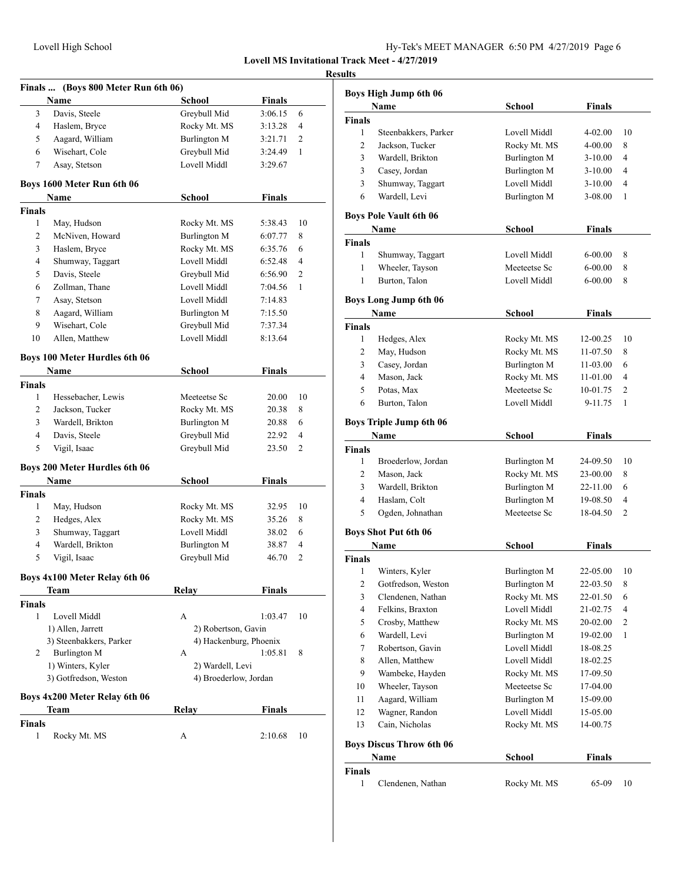**Lovell MS Invitational Track Meet - 4/27/2019**

**Results**

### Finals ... (Boys 800 Meter Run 6th 06)

| | Name | School | Finals | |
|---|---|---|---|---|
| 3 | Davis, Steele | Greybull Mid | 3:06.15 | 6 |
| 4 | Haslem, Bryce | Rocky Mt. MS | 3:13.28 | 4 |
| 5 | Aagard, William | Burlington M | 3:21.71 | 2 |
| 6 | Wisehart, Cole | Greybull Mid | 3:24.49 | 1 |
| 7 | Asay, Stetson | Lovell Middl | 3:29.67 | |

### Boys 1600 Meter Run 6th 06

| | Name | School | Finals | |
|---|---|---|---|---|
| **Finals** | | | | |
| 1 | May, Hudson | Rocky Mt. MS | 5:38.43 | 10 |
| 2 | McNiven, Howard | Burlington M | 6:07.77 | 8 |
| 3 | Haslem, Bryce | Rocky Mt. MS | 6:35.76 | 6 |
| 4 | Shumway, Taggart | Lovell Middl | 6:52.48 | 4 |
| 5 | Davis, Steele | Greybull Mid | 6:56.90 | 2 |
| 6 | Zollman, Thane | Lovell Middl | 7:04.56 | 1 |
| 7 | Asay, Stetson | Lovell Middl | 7:14.83 | |
| 8 | Aagard, William | Burlington M | 7:15.50 | |
| 9 | Wisehart, Cole | Greybull Mid | 7:37.34 | |
| 10 | Allen, Matthew | Lovell Middl | 8:13.64 | |

### Boys 100 Meter Hurdles 6th 06

| | Name | School | Finals | |
|---|---|---|---|---|
| **Finals** | | | | |
| 1 | Hessebacher, Lewis | Meeteetse Sc | 20.00 | 10 |
| 2 | Jackson, Tucker | Rocky Mt. MS | 20.38 | 8 |
| 3 | Wardell, Brikton | Burlington M | 20.88 | 6 |
| 4 | Davis, Steele | Greybull Mid | 22.92 | 4 |
| 5 | Vigil, Isaac | Greybull Mid | 23.50 | 2 |

### Boys 200 Meter Hurdles 6th 06

| | Name | School | Finals | |
|---|---|---|---|---|
| **Finals** | | | | |
| 1 | May, Hudson | Rocky Mt. MS | 32.95 | 10 |
| 2 | Hedges, Alex | Rocky Mt. MS | 35.26 | 8 |
| 3 | Shumway, Taggart | Lovell Middl | 38.02 | 6 |
| 4 | Wardell, Brikton | Burlington M | 38.87 | 4 |
| 5 | Vigil, Isaac | Greybull Mid | 46.70 | 2 |

### Boys 4x100 Meter Relay 6th 06

| | Team | Relay | Finals | |
|---|---|---|---|---|
| **Finals** | | | | |
| 1 | Lovell Middl | A | 1:03.47 | 10 |
| | 1) Allen, Jarrett | 2) Robertson, Gavin | | |
| | 3) Steenbakkers, Parker | 4) Hackenburg, Phoenix | | |
| 2 | Burlington M | A | 1:05.81 | 8 |
| | 1) Winters, Kyler | 2) Wardell, Levi | | |
| | 3) Gotfredson, Weston | 4) Broederlow, Jordan | | |

### Boys 4x200 Meter Relay 6th 06

| | Team | Relay | Finals | |
|---|---|---|---|---|
| **Finals** | | | | |
| 1 | Rocky Mt. MS | A | 2:10.68 | 10 |

### Boys High Jump 6th 06

| | Name | School | Finals | |
|---|---|---|---|---|
| **Finals** | | | | |
| 1 | Steenbakkers, Parker | Lovell Middl | 4-02.00 | 10 |
| 2 | Jackson, Tucker | Rocky Mt. MS | 4-00.00 | 8 |
| 3 | Wardell, Brikton | Burlington M | 3-10.00 | 4 |
| 3 | Casey, Jordan | Burlington M | 3-10.00 | 4 |
| 3 | Shumway, Taggart | Lovell Middl | 3-10.00 | 4 |
| 6 | Wardell, Levi | Burlington M | 3-08.00 | 1 |

### Boys Pole Vault 6th 06

| | Name | School | Finals | |
|---|---|---|---|---|
| **Finals** | | | | |
| 1 | Shumway, Taggart | Lovell Middl | 6-00.00 | 8 |
| 1 | Wheeler, Tayson | Meeteetse Sc | 6-00.00 | 8 |
| 1 | Burton, Talon | Lovell Middl | 6-00.00 | 8 |

### Boys Long Jump 6th 06

| | Name | School | Finals | |
|---|---|---|---|---|
| **Finals** | | | | |
| 1 | Hedges, Alex | Rocky Mt. MS | 12-00.25 | 10 |
| 2 | May, Hudson | Rocky Mt. MS | 11-07.50 | 8 |
| 3 | Casey, Jordan | Burlington M | 11-03.00 | 6 |
| 4 | Mason, Jack | Rocky Mt. MS | 11-01.00 | 4 |
| 5 | Potas, Max | Meeteetse Sc | 10-01.75 | 2 |
| 6 | Burton, Talon | Lovell Middl | 9-11.75 | 1 |

### Boys Triple Jump 6th 06

| | Name | School | Finals | |
|---|---|---|---|---|
| **Finals** | | | | |
| 1 | Broederlow, Jordan | Burlington M | 24-09.50 | 10 |
| 2 | Mason, Jack | Rocky Mt. MS | 23-00.00 | 8 |
| 3 | Wardell, Brikton | Burlington M | 22-11.00 | 6 |
| 4 | Haslam, Colt | Burlington M | 19-08.50 | 4 |
| 5 | Ogden, Johnathan | Meeteetse Sc | 18-04.50 | 2 |

### Boys Shot Put 6th 06

| | Name | School | Finals | |
|---|---|---|---|---|
| **Finals** | | | | |
| 1 | Winters, Kyler | Burlington M | 22-05.00 | 10 |
| 2 | Gotfredson, Weston | Burlington M | 22-03.50 | 8 |
| 3 | Clendenen, Nathan | Rocky Mt. MS | 22-01.50 | 6 |
| 4 | Felkins, Braxton | Lovell Middl | 21-02.75 | 4 |
| 5 | Crosby, Matthew | Rocky Mt. MS | 20-02.00 | 2 |
| 6 | Wardell, Levi | Burlington M | 19-02.00 | 1 |
| 7 | Robertson, Gavin | Lovell Middl | 18-08.25 | |
| 8 | Allen, Matthew | Lovell Middl | 18-02.25 | |
| 9 | Wambeke, Hayden | Rocky Mt. MS | 17-09.50 | |
| 10 | Wheeler, Tayson | Meeteetse Sc | 17-04.00 | |
| 11 | Aagard, William | Burlington M | 15-09.00 | |
| 12 | Wagner, Randon | Lovell Middl | 15-05.00 | |
| 13 | Cain, Nicholas | Rocky Mt. MS | 14-00.75 | |

### Boys Discus Throw 6th 06

| | Name | School | Finals | |
|---|---|---|---|---|
| **Finals** | | | | |
| 1 | Clendenen, Nathan | Rocky Mt. MS | 65-09 | 10 |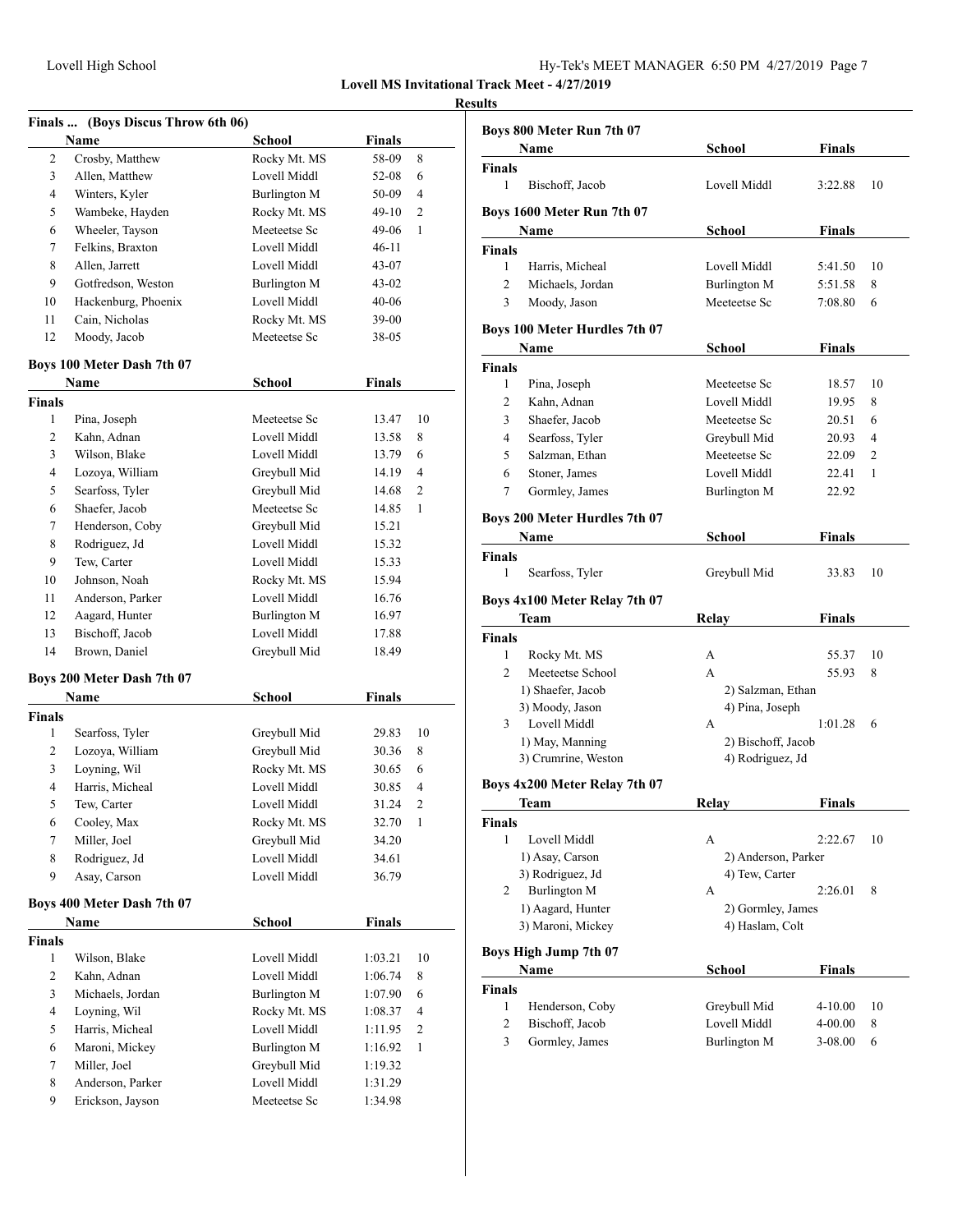**Lovell MS Invitational Track Meet - 4/27/2019**

**Results**

### Finals ... (Boys Discus Throw 6th 06)

| | Name | School | Finals | |
|---|---|---|---|---|
| 2 | Crosby, Matthew | Rocky Mt. MS | 58-09 | 8 |
| 3 | Allen, Matthew | Lovell Middl | 52-08 | 6 |
| 4 | Winters, Kyler | Burlington M | 50-09 | 4 |
| 5 | Wambeke, Hayden | Rocky Mt. MS | 49-10 | 2 |
| 6 | Wheeler, Tayson | Meeteetse Sc | 49-06 | 1 |
| 7 | Felkins, Braxton | Lovell Middl | 46-11 | |
| 8 | Allen, Jarrett | Lovell Middl | 43-07 | |
| 9 | Gotfredson, Weston | Burlington M | 43-02 | |
| 10 | Hackenburg, Phoenix | Lovell Middl | 40-06 | |
| 11 | Cain, Nicholas | Rocky Mt. MS | 39-00 | |
| 12 | Moody, Jacob | Meeteetse Sc | 38-05 | |

### Boys 100 Meter Dash 7th 07

| | Name | School | Finals | |
|---|---|---|---|---|
| **Finals** | | | | |
| 1 | Pina, Joseph | Meeteetse Sc | 13.47 | 10 |
| 2 | Kahn, Adnan | Lovell Middl | 13.58 | 8 |
| 3 | Wilson, Blake | Lovell Middl | 13.79 | 6 |
| 4 | Lozoya, William | Greybull Mid | 14.19 | 4 |
| 5 | Searfoss, Tyler | Greybull Mid | 14.68 | 2 |
| 6 | Shaefer, Jacob | Meeteetse Sc | 14.85 | 1 |
| 7 | Henderson, Coby | Greybull Mid | 15.21 | |
| 8 | Rodriguez, Jd | Lovell Middl | 15.32 | |
| 9 | Tew, Carter | Lovell Middl | 15.33 | |
| 10 | Johnson, Noah | Rocky Mt. MS | 15.94 | |
| 11 | Anderson, Parker | Lovell Middl | 16.76 | |
| 12 | Aagard, Hunter | Burlington M | 16.97 | |
| 13 | Bischoff, Jacob | Lovell Middl | 17.88 | |
| 14 | Brown, Daniel | Greybull Mid | 18.49 | |

### Boys 200 Meter Dash 7th 07

| | Name | School | Finals | |
|---|---|---|---|---|
| **Finals** | | | | |
| 1 | Searfoss, Tyler | Greybull Mid | 29.83 | 10 |
| 2 | Lozoya, William | Greybull Mid | 30.36 | 8 |
| 3 | Loyning, Wil | Rocky Mt. MS | 30.65 | 6 |
| 4 | Harris, Micheal | Lovell Middl | 30.85 | 4 |
| 5 | Tew, Carter | Lovell Middl | 31.24 | 2 |
| 6 | Cooley, Max | Rocky Mt. MS | 32.70 | 1 |
| 7 | Miller, Joel | Greybull Mid | 34.20 | |
| 8 | Rodriguez, Jd | Lovell Middl | 34.61 | |
| 9 | Asay, Carson | Lovell Middl | 36.79 | |

### Boys 400 Meter Dash 7th 07

| | Name | School | Finals | |
|---|---|---|---|---|
| **Finals** | | | | |
| 1 | Wilson, Blake | Lovell Middl | 1:03.21 | 10 |
| 2 | Kahn, Adnan | Lovell Middl | 1:06.74 | 8 |
| 3 | Michaels, Jordan | Burlington M | 1:07.90 | 6 |
| 4 | Loyning, Wil | Rocky Mt. MS | 1:08.37 | 4 |
| 5 | Harris, Micheal | Lovell Middl | 1:11.95 | 2 |
| 6 | Maroni, Mickey | Burlington M | 1:16.92 | 1 |
| 7 | Miller, Joel | Greybull Mid | 1:19.32 | |
| 8 | Anderson, Parker | Lovell Middl | 1:31.29 | |
| 9 | Erickson, Jayson | Meeteetse Sc | 1:34.98 | |

### Boys 800 Meter Run 7th 07

| | Name | School | Finals | |
|---|---|---|---|---|
| **Finals** | | | | |
| 1 | Bischoff, Jacob | Lovell Middl | 3:22.88 | 10 |

### Boys 1600 Meter Run 7th 07

| | Name | School | Finals | |
|---|---|---|---|---|
| **Finals** | | | | |
| 1 | Harris, Micheal | Lovell Middl | 5:41.50 | 10 |
| 2 | Michaels, Jordan | Burlington M | 5:51.58 | 8 |
| 3 | Moody, Jason | Meeteetse Sc | 7:08.80 | 6 |

### Boys 100 Meter Hurdles 7th 07

| | Name | School | Finals | |
|---|---|---|---|---|
| **Finals** | | | | |
| 1 | Pina, Joseph | Meeteetse Sc | 18.57 | 10 |
| 2 | Kahn, Adnan | Lovell Middl | 19.95 | 8 |
| 3 | Shaefer, Jacob | Meeteetse Sc | 20.51 | 6 |
| 4 | Searfoss, Tyler | Greybull Mid | 20.93 | 4 |
| 5 | Salzman, Ethan | Meeteetse Sc | 22.09 | 2 |
| 6 | Stoner, James | Lovell Middl | 22.41 | 1 |
| 7 | Gormley, James | Burlington M | 22.92 | |

### Boys 200 Meter Hurdles 7th 07

| | Name | School | Finals | |
|---|---|---|---|---|
| **Finals** | | | | |
| 1 | Searfoss, Tyler | Greybull Mid | 33.83 | 10 |

### Boys 4x100 Meter Relay 7th 07

| | Team | Relay | Finals | |
|---|---|---|---|---|
| **Finals** | | | | |
| 1 | Rocky Mt. MS | A | 55.37 | 10 |
| 2 | Meeteetse School | A | 55.93 | 8 |
| | 1) Shaefer, Jacob | 2) Salzman, Ethan | | |
| | 3) Moody, Jason | 4) Pina, Joseph | | |
| 3 | Lovell Middl | A | 1:01.28 | 6 |
| | 1) May, Manning | 2) Bischoff, Jacob | | |
| | 3) Crumrine, Weston | 4) Rodriguez, Jd | | |

### Boys 4x200 Meter Relay 7th 07

| | Team | Relay | Finals | |
|---|---|---|---|---|
| **Finals** | | | | |
| 1 | Lovell Middl | A | 2:22.67 | 10 |
| | 1) Asay, Carson | 2) Anderson, Parker | | |
| | 3) Rodriguez, Jd | 4) Tew, Carter | | |
| 2 | Burlington M | A | 2:26.01 | 8 |
| | 1) Aagard, Hunter | 2) Gormley, James | | |
| | 3) Maroni, Mickey | 4) Haslam, Colt | | |

### Boys High Jump 7th 07

| | Name | School | Finals | |
|---|---|---|---|---|
| **Finals** | | | | |
| 1 | Henderson, Coby | Greybull Mid | 4-10.00 | 10 |
| 2 | Bischoff, Jacob | Lovell Middl | 4-00.00 | 8 |
| 3 | Gormley, James | Burlington M | 3-08.00 | 6 |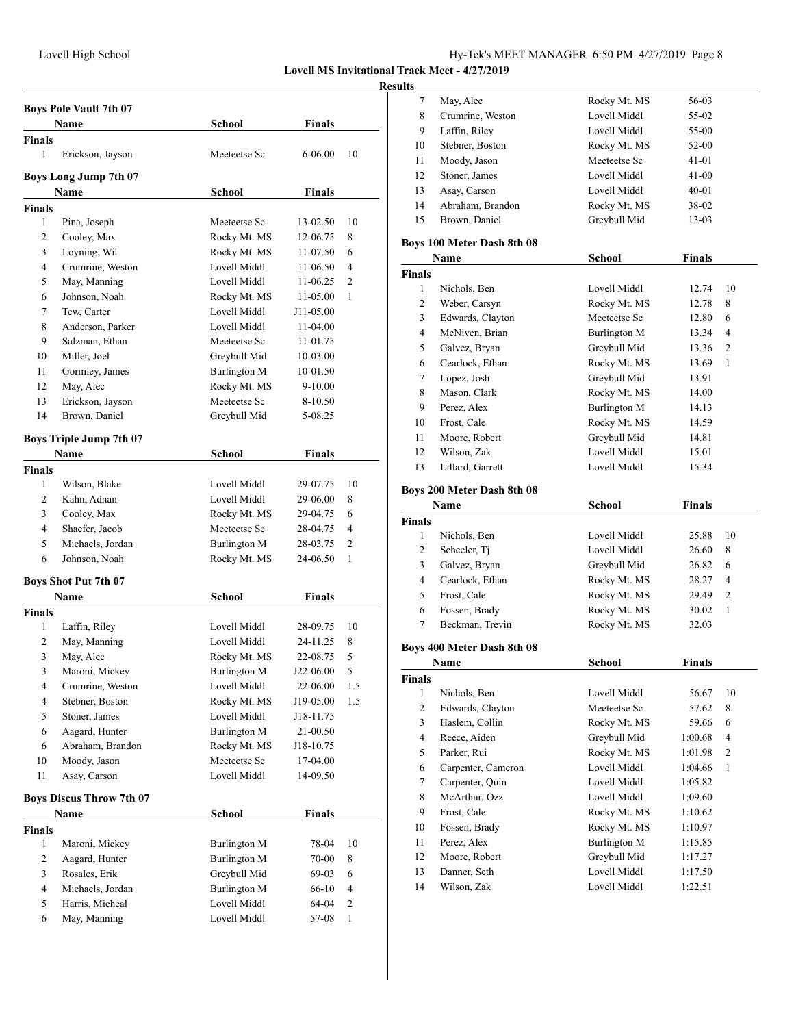**Lovell MS Invitational Track Meet - 4/27/2019**

**Results**

### Boys Pole Vault 7th 07

| | Name | School | Finals | |
|---|---|---|---|---|
| **Finals** | | | | |
| 1 | Erickson, Jayson | Meeteetse Sc | 6-06.00 | 10 |

### Boys Long Jump 7th 07

| | Name | School | Finals | |
|---|---|---|---|---|
| **Finals** | | | | |
| 1 | Pina, Joseph | Meeteetse Sc | 13-02.50 | 10 |
| 2 | Cooley, Max | Rocky Mt. MS | 12-06.75 | 8 |
| 3 | Loyning, Wil | Rocky Mt. MS | 11-07.50 | 6 |
| 4 | Crumrine, Weston | Lovell Middl | 11-06.50 | 4 |
| 5 | May, Manning | Lovell Middl | 11-06.25 | 2 |
| 6 | Johnson, Noah | Rocky Mt. MS | 11-05.00 | 1 |
| 7 | Tew, Carter | Lovell Middl | J11-05.00 | |
| 8 | Anderson, Parker | Lovell Middl | 11-04.00 | |
| 9 | Salzman, Ethan | Meeteetse Sc | 11-01.75 | |
| 10 | Miller, Joel | Greybull Mid | 10-03.00 | |
| 11 | Gormley, James | Burlington M | 10-01.50 | |
| 12 | May, Alec | Rocky Mt. MS | 9-10.00 | |
| 13 | Erickson, Jayson | Meeteetse Sc | 8-10.50 | |
| 14 | Brown, Daniel | Greybull Mid | 5-08.25 | |

### Boys Triple Jump 7th 07

| | Name | School | Finals | |
|---|---|---|---|---|
| **Finals** | | | | |
| 1 | Wilson, Blake | Lovell Middl | 29-07.75 | 10 |
| 2 | Kahn, Adnan | Lovell Middl | 29-06.00 | 8 |
| 3 | Cooley, Max | Rocky Mt. MS | 29-04.75 | 6 |
| 4 | Shaefer, Jacob | Meeteetse Sc | 28-04.75 | 4 |
| 5 | Michaels, Jordan | Burlington M | 28-03.75 | 2 |
| 6 | Johnson, Noah | Rocky Mt. MS | 24-06.50 | 1 |

### Boys Shot Put 7th 07

| | Name | School | Finals | |
|---|---|---|---|---|
| **Finals** | | | | |
| 1 | Laffin, Riley | Lovell Middl | 28-09.75 | 10 |
| 2 | May, Manning | Lovell Middl | 24-11.25 | 8 |
| 3 | May, Alec | Rocky Mt. MS | 22-08.75 | 5 |
| 3 | Maroni, Mickey | Burlington M | J22-06.00 | 5 |
| 4 | Crumrine, Weston | Lovell Middl | 22-06.00 | 1.5 |
| 4 | Stebner, Boston | Rocky Mt. MS | J19-05.00 | 1.5 |
| 5 | Stoner, James | Lovell Middl | J18-11.75 | |
| 6 | Aagard, Hunter | Burlington M | 21-00.50 | |
| 6 | Abraham, Brandon | Rocky Mt. MS | J18-10.75 | |
| 10 | Moody, Jason | Meeteetse Sc | 17-04.00 | |
| 11 | Asay, Carson | Lovell Middl | 14-09.50 | |

### Boys Discus Throw 7th 07

| | Name | School | Finals | |
|---|---|---|---|---|
| **Finals** | | | | |
| 1 | Maroni, Mickey | Burlington M | 78-04 | 10 |
| 2 | Aagard, Hunter | Burlington M | 70-00 | 8 |
| 3 | Rosales, Erik | Greybull Mid | 69-03 | 6 |
| 4 | Michaels, Jordan | Burlington M | 66-10 | 4 |
| 5 | Harris, Micheal | Lovell Middl | 64-04 | 2 |
| 6 | May, Manning | Lovell Middl | 57-08 | 1 |
| 7 | May, Alec | Rocky Mt. MS | 56-03 | |
| 8 | Crumrine, Weston | Lovell Middl | 55-02 | |
| 9 | Laffin, Riley | Lovell Middl | 55-00 | |
| 10 | Stebner, Boston | Rocky Mt. MS | 52-00 | |
| 11 | Moody, Jason | Meeteetse Sc | 41-01 | |
| 12 | Stoner, James | Lovell Middl | 41-00 | |
| 13 | Asay, Carson | Lovell Middl | 40-01 | |
| 14 | Abraham, Brandon | Rocky Mt. MS | 38-02 | |
| 15 | Brown, Daniel | Greybull Mid | 13-03 | |

### Boys 100 Meter Dash 8th 08

| | Name | School | Finals | |
|---|---|---|---|---|
| **Finals** | | | | |
| 1 | Nichols, Ben | Lovell Middl | 12.74 | 10 |
| 2 | Weber, Carsyn | Rocky Mt. MS | 12.78 | 8 |
| 3 | Edwards, Clayton | Meeteetse Sc | 12.80 | 6 |
| 4 | McNiven, Brian | Burlington M | 13.34 | 4 |
| 5 | Galvez, Bryan | Greybull Mid | 13.36 | 2 |
| 6 | Cearlock, Ethan | Rocky Mt. MS | 13.69 | 1 |
| 7 | Lopez, Josh | Greybull Mid | 13.91 | |
| 8 | Mason, Clark | Rocky Mt. MS | 14.00 | |
| 9 | Perez, Alex | Burlington M | 14.13 | |
| 10 | Frost, Cale | Rocky Mt. MS | 14.59 | |
| 11 | Moore, Robert | Greybull Mid | 14.81 | |
| 12 | Wilson, Zak | Lovell Middl | 15.01 | |
| 13 | Lillard, Garrett | Lovell Middl | 15.34 | |

### Boys 200 Meter Dash 8th 08

| | Name | School | Finals | |
|---|---|---|---|---|
| **Finals** | | | | |
| 1 | Nichols, Ben | Lovell Middl | 25.88 | 10 |
| 2 | Scheeler, Tj | Lovell Middl | 26.60 | 8 |
| 3 | Galvez, Bryan | Greybull Mid | 26.82 | 6 |
| 4 | Cearlock, Ethan | Rocky Mt. MS | 28.27 | 4 |
| 5 | Frost, Cale | Rocky Mt. MS | 29.49 | 2 |
| 6 | Fossen, Brady | Rocky Mt. MS | 30.02 | 1 |
| 7 | Beckman, Trevin | Rocky Mt. MS | 32.03 | |

### Boys 400 Meter Dash 8th 08

| | Name | School | Finals | |
|---|---|---|---|---|
| **Finals** | | | | |
| 1 | Nichols, Ben | Lovell Middl | 56.67 | 10 |
| 2 | Edwards, Clayton | Meeteetse Sc | 57.62 | 8 |
| 3 | Haslem, Collin | Rocky Mt. MS | 59.66 | 6 |
| 4 | Reece, Aiden | Greybull Mid | 1:00.68 | 4 |
| 5 | Parker, Rui | Rocky Mt. MS | 1:01.98 | 2 |
| 6 | Carpenter, Cameron | Lovell Middl | 1:04.66 | 1 |
| 7 | Carpenter, Quin | Lovell Middl | 1:05.82 | |
| 8 | McArthur, Ozz | Lovell Middl | 1:09.60 | |
| 9 | Frost, Cale | Rocky Mt. MS | 1:10.62 | |
| 10 | Fossen, Brady | Rocky Mt. MS | 1:10.97 | |
| 11 | Perez, Alex | Burlington M | 1:15.85 | |
| 12 | Moore, Robert | Greybull Mid | 1:17.27 | |
| 13 | Danner, Seth | Lovell Middl | 1:17.50 | |
| 14 | Wilson, Zak | Lovell Middl | 1:22.51 | |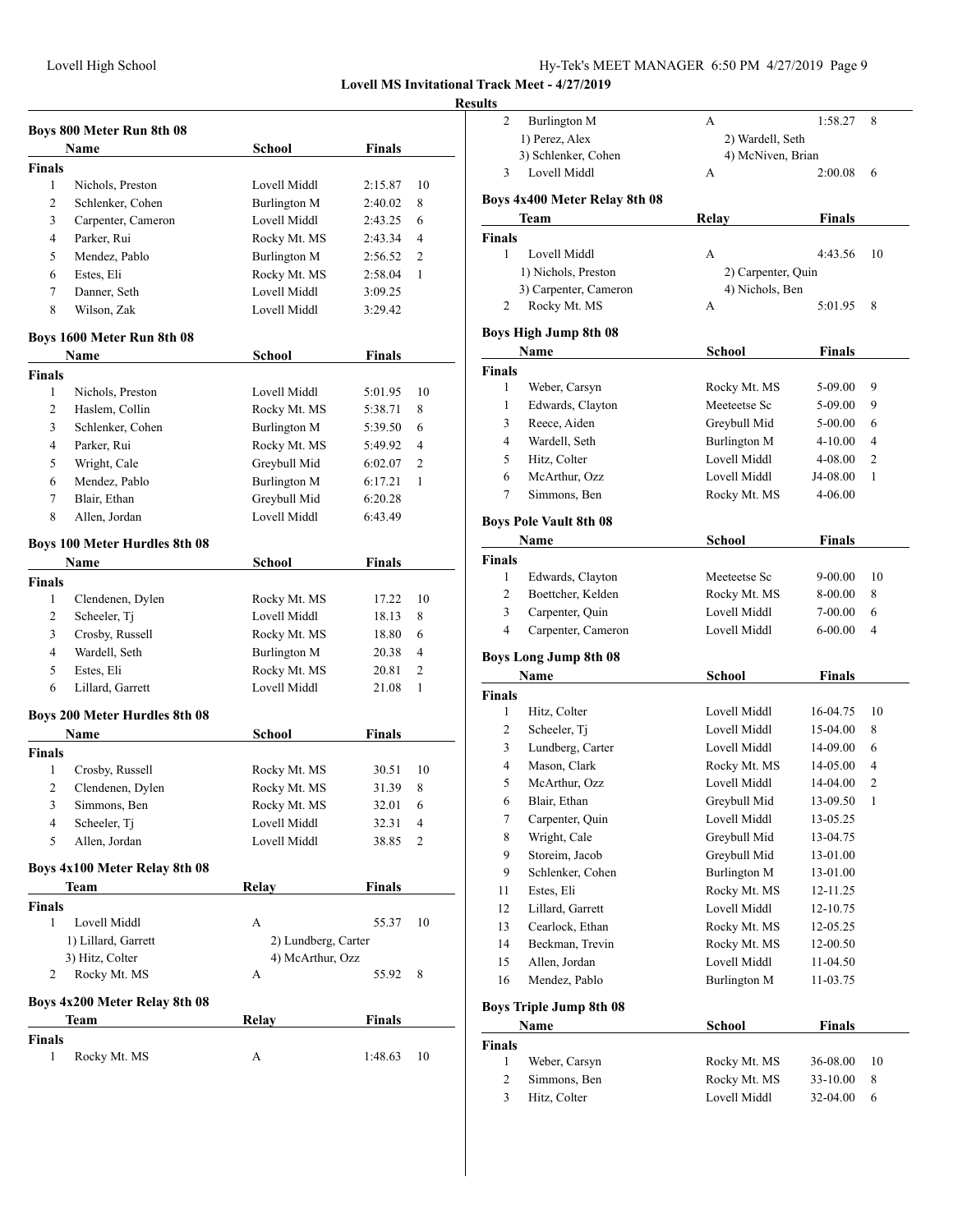**Lovell MS Invitational Track Meet - 4/27/2019**

**Results**

### Boys 800 Meter Run 8th 08

| | Name | School | Finals | |
|---|---|---|---|---|
| **Finals** | | | | |
| 1 | Nichols, Preston | Lovell Middl | 2:15.87 | 10 |
| 2 | Schlenker, Cohen | Burlington M | 2:40.02 | 8 |
| 3 | Carpenter, Cameron | Lovell Middl | 2:43.25 | 6 |
| 4 | Parker, Rui | Rocky Mt. MS | 2:43.34 | 4 |
| 5 | Mendez, Pablo | Burlington M | 2:56.52 | 2 |
| 6 | Estes, Eli | Rocky Mt. MS | 2:58.04 | 1 |
| 7 | Danner, Seth | Lovell Middl | 3:09.25 | |
| 8 | Wilson, Zak | Lovell Middl | 3:29.42 | |

### Boys 1600 Meter Run 8th 08

| | Name | School | Finals | |
|---|---|---|---|---|
| **Finals** | | | | |
| 1 | Nichols, Preston | Lovell Middl | 5:01.95 | 10 |
| 2 | Haslem, Collin | Rocky Mt. MS | 5:38.71 | 8 |
| 3 | Schlenker, Cohen | Burlington M | 5:39.50 | 6 |
| 4 | Parker, Rui | Rocky Mt. MS | 5:49.92 | 4 |
| 5 | Wright, Cale | Greybull Mid | 6:02.07 | 2 |
| 6 | Mendez, Pablo | Burlington M | 6:17.21 | 1 |
| 7 | Blair, Ethan | Greybull Mid | 6:20.28 | |
| 8 | Allen, Jordan | Lovell Middl | 6:43.49 | |

### Boys 100 Meter Hurdles 8th 08

| | Name | School | Finals | |
|---|---|---|---|---|
| **Finals** | | | | |
| 1 | Clendenen, Dylen | Rocky Mt. MS | 17.22 | 10 |
| 2 | Scheeler, Tj | Lovell Middl | 18.13 | 8 |
| 3 | Crosby, Russell | Rocky Mt. MS | 18.80 | 6 |
| 4 | Wardell, Seth | Burlington M | 20.38 | 4 |
| 5 | Estes, Eli | Rocky Mt. MS | 20.81 | 2 |
| 6 | Lillard, Garrett | Lovell Middl | 21.08 | 1 |

### Boys 200 Meter Hurdles 8th 08

| | Name | School | Finals | |
|---|---|---|---|---|
| **Finals** | | | | |
| 1 | Crosby, Russell | Rocky Mt. MS | 30.51 | 10 |
| 2 | Clendenen, Dylen | Rocky Mt. MS | 31.39 | 8 |
| 3 | Simmons, Ben | Rocky Mt. MS | 32.01 | 6 |
| 4 | Scheeler, Tj | Lovell Middl | 32.31 | 4 |
| 5 | Allen, Jordan | Lovell Middl | 38.85 | 2 |

### Boys 4x100 Meter Relay 8th 08

| | Team | Relay | Finals | |
|---|---|---|---|---|
| **Finals** | | | | |
| 1 | Lovell Middl | A | 55.37 | 10 |
| | 1) Lillard, Garrett | 2) Lundberg, Carter | | |
| | 3) Hitz, Colter | 4) McArthur, Ozz | | |
| 2 | Rocky Mt. MS | A | 55.92 | 8 |

### Boys 4x200 Meter Relay 8th 08

| | Team | Relay | Finals | |
|---|---|---|---|---|
| **Finals** | | | | |
| 1 | Rocky Mt. MS | A | 1:48.63 | 10 |
| 2 | Burlington M | A | 1:58.27 | 8 |
| | 1) Perez, Alex | 2) Wardell, Seth | | |
| | 3) Schlenker, Cohen | 4) McNiven, Brian | | |
| 3 | Lovell Middl | A | 2:00.08 | 6 |

### Boys 4x400 Meter Relay 8th 08

| | Team | Relay | Finals | |
|---|---|---|---|---|
| **Finals** | | | | |
| 1 | Lovell Middl | A | 4:43.56 | 10 |
| | 1) Nichols, Preston | 2) Carpenter, Quin | | |
| | 3) Carpenter, Cameron | 4) Nichols, Ben | | |
| 2 | Rocky Mt. MS | A | 5:01.95 | 8 |

### Boys High Jump 8th 08

| | Name | School | Finals | |
|---|---|---|---|---|
| **Finals** | | | | |
| 1 | Weber, Carsyn | Rocky Mt. MS | 5-09.00 | 9 |
| 1 | Edwards, Clayton | Meeteetse Sc | 5-09.00 | 9 |
| 3 | Reece, Aiden | Greybull Mid | 5-00.00 | 6 |
| 4 | Wardell, Seth | Burlington M | 4-10.00 | 4 |
| 5 | Hitz, Colter | Lovell Middl | 4-08.00 | 2 |
| 6 | McArthur, Ozz | Lovell Middl | J4-08.00 | 1 |
| 7 | Simmons, Ben | Rocky Mt. MS | 4-06.00 | |

### Boys Pole Vault 8th 08

| | Name | School | Finals | |
|---|---|---|---|---|
| **Finals** | | | | |
| 1 | Edwards, Clayton | Meeteetse Sc | 9-00.00 | 10 |
| 2 | Boettcher, Kelden | Rocky Mt. MS | 8-00.00 | 8 |
| 3 | Carpenter, Quin | Lovell Middl | 7-00.00 | 6 |
| 4 | Carpenter, Cameron | Lovell Middl | 6-00.00 | 4 |

### Boys Long Jump 8th 08

| | Name | School | Finals | |
|---|---|---|---|---|
| **Finals** | | | | |
| 1 | Hitz, Colter | Lovell Middl | 16-04.75 | 10 |
| 2 | Scheeler, Tj | Lovell Middl | 15-04.00 | 8 |
| 3 | Lundberg, Carter | Lovell Middl | 14-09.00 | 6 |
| 4 | Mason, Clark | Rocky Mt. MS | 14-05.00 | 4 |
| 5 | McArthur, Ozz | Lovell Middl | 14-04.00 | 2 |
| 6 | Blair, Ethan | Greybull Mid | 13-09.50 | 1 |
| 7 | Carpenter, Quin | Lovell Middl | 13-05.25 | |
| 8 | Wright, Cale | Greybull Mid | 13-04.75 | |
| 9 | Storeim, Jacob | Greybull Mid | 13-01.00 | |
| 9 | Schlenker, Cohen | Burlington M | 13-01.00 | |
| 11 | Estes, Eli | Rocky Mt. MS | 12-11.25 | |
| 12 | Lillard, Garrett | Lovell Middl | 12-10.75 | |
| 13 | Cearlock, Ethan | Rocky Mt. MS | 12-05.25 | |
| 14 | Beckman, Trevin | Rocky Mt. MS | 12-00.50 | |
| 15 | Allen, Jordan | Lovell Middl | 11-04.50 | |
| 16 | Mendez, Pablo | Burlington M | 11-03.75 | |

### Boys Triple Jump 8th 08

| | Name | School | Finals | |
|---|---|---|---|---|
| **Finals** | | | | |
| 1 | Weber, Carsyn | Rocky Mt. MS | 36-08.00 | 10 |
| 2 | Simmons, Ben | Rocky Mt. MS | 33-10.00 | 8 |
| 3 | Hitz, Colter | Lovell Middl | 32-04.00 | 6 |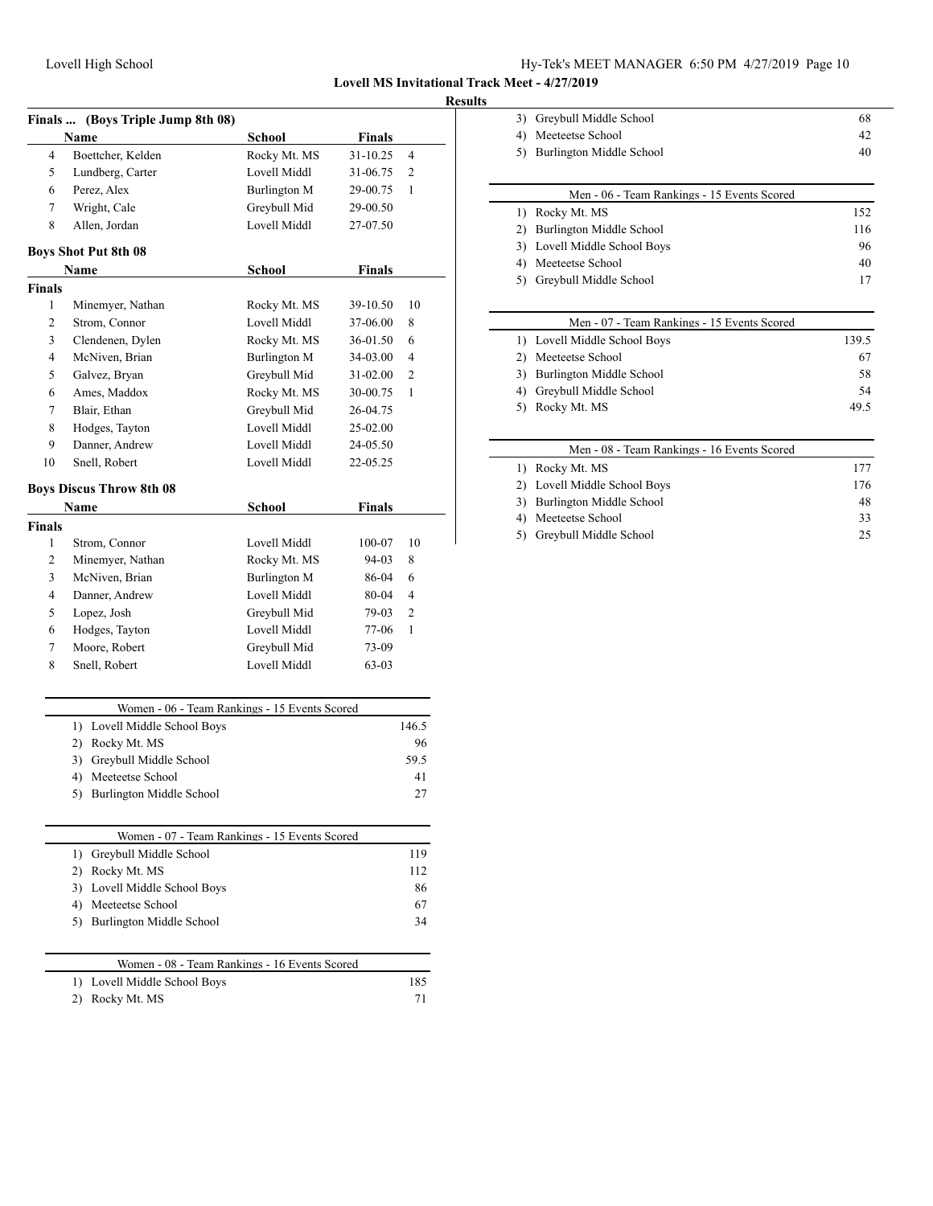**Results**

## Finals ... (Boys Triple Jump 8th 08)

| | Name | School | Finals | |
|---|---|---|---|---|
| 4 | Boettcher, Kelden | Rocky Mt. MS | 31-10.25 | 4 |
| 5 | Lundberg, Carter | Lovell Middl | 31-06.75 | 2 |
| 6 | Perez, Alex | Burlington M | 29-00.75 | 1 |
| 7 | Wright, Cale | Greybull Mid | 29-00.50 | |
| 8 | Allen, Jordan | Lovell Middl | 27-07.50 | |

## Boys Shot Put 8th 08

| | Name | School | Finals | |
|---|---|---|---|---|
| **Finals** | | | | |
| 1 | Minemyer, Nathan | Rocky Mt. MS | 39-10.50 | 10 |
| 2 | Strom, Connor | Lovell Middl | 37-06.00 | 8 |
| 3 | Clendenen, Dylen | Rocky Mt. MS | 36-01.50 | 6 |
| 4 | McNiven, Brian | Burlington M | 34-03.00 | 4 |
| 5 | Galvez, Bryan | Greybull Mid | 31-02.00 | 2 |
| 6 | Ames, Maddox | Rocky Mt. MS | 30-00.75 | 1 |
| 7 | Blair, Ethan | Greybull Mid | 26-04.75 | |
| 8 | Hodges, Tayton | Lovell Middl | 25-02.00 | |
| 9 | Danner, Andrew | Lovell Middl | 24-05.50 | |
| 10 | Snell, Robert | Lovell Middl | 22-05.25 | |

## Boys Discus Throw 8th 08

| | Name | School | Finals | |
|---|---|---|---|---|
| **Finals** | | | | |
| 1 | Strom, Connor | Lovell Middl | 100-07 | 10 |
| 2 | Minemyer, Nathan | Rocky Mt. MS | 94-03 | 8 |
| 3 | McNiven, Brian | Burlington M | 86-04 | 6 |
| 4 | Danner, Andrew | Lovell Middl | 80-04 | 4 |
| 5 | Lopez, Josh | Greybull Mid | 79-03 | 2 |
| 6 | Hodges, Tayton | Lovell Middl | 77-06 | 1 |
| 7 | Moore, Robert | Greybull Mid | 73-09 | |
| 8 | Snell, Robert | Lovell Middl | 63-03 | |

| Women - 06 - Team Rankings - 15 Events Scored | |
|---|---|
| 1) Lovell Middle School Boys | 146.5 |
| 2) Rocky Mt. MS | 96 |
| 3) Greybull Middle School | 59.5 |
| 4) Meeteetse School | 41 |
| 5) Burlington Middle School | 27 |

| Women - 07 - Team Rankings - 15 Events Scored | |
|---|---|
| 1) Greybull Middle School | 119 |
| 2) Rocky Mt. MS | 112 |
| 3) Lovell Middle School Boys | 86 |
| 4) Meeteetse School | 67 |
| 5) Burlington Middle School | 34 |

| Women - 08 - Team Rankings - 16 Events Scored | |
|---|---|
| 1) Lovell Middle School Boys | 185 |
| 2) Rocky Mt. MS | 71 |
| 3) Greybull Middle School | 68 |
| 4) Meeteetse School | 42 |
| 5) Burlington Middle School | 40 |

| Men - 06 - Team Rankings - 15 Events Scored | |
|---|---|
| 1) Rocky Mt. MS | 152 |
| 2) Burlington Middle School | 116 |
| 3) Lovell Middle School Boys | 96 |
| 4) Meeteetse School | 40 |
| 5) Greybull Middle School | 17 |

| Men - 07 - Team Rankings - 15 Events Scored | |
|---|---|
| 1) Lovell Middle School Boys | 139.5 |
| 2) Meeteetse School | 67 |
| 3) Burlington Middle School | 58 |
| 4) Greybull Middle School | 54 |
| 5) Rocky Mt. MS | 49.5 |

| Men - 08 - Team Rankings - 16 Events Scored | |
|---|---|
| 1) Rocky Mt. MS | 177 |
| 2) Lovell Middle School Boys | 176 |
| 3) Burlington Middle School | 48 |
| 4) Meeteetse School | 33 |
| 5) Greybull Middle School | 25 |